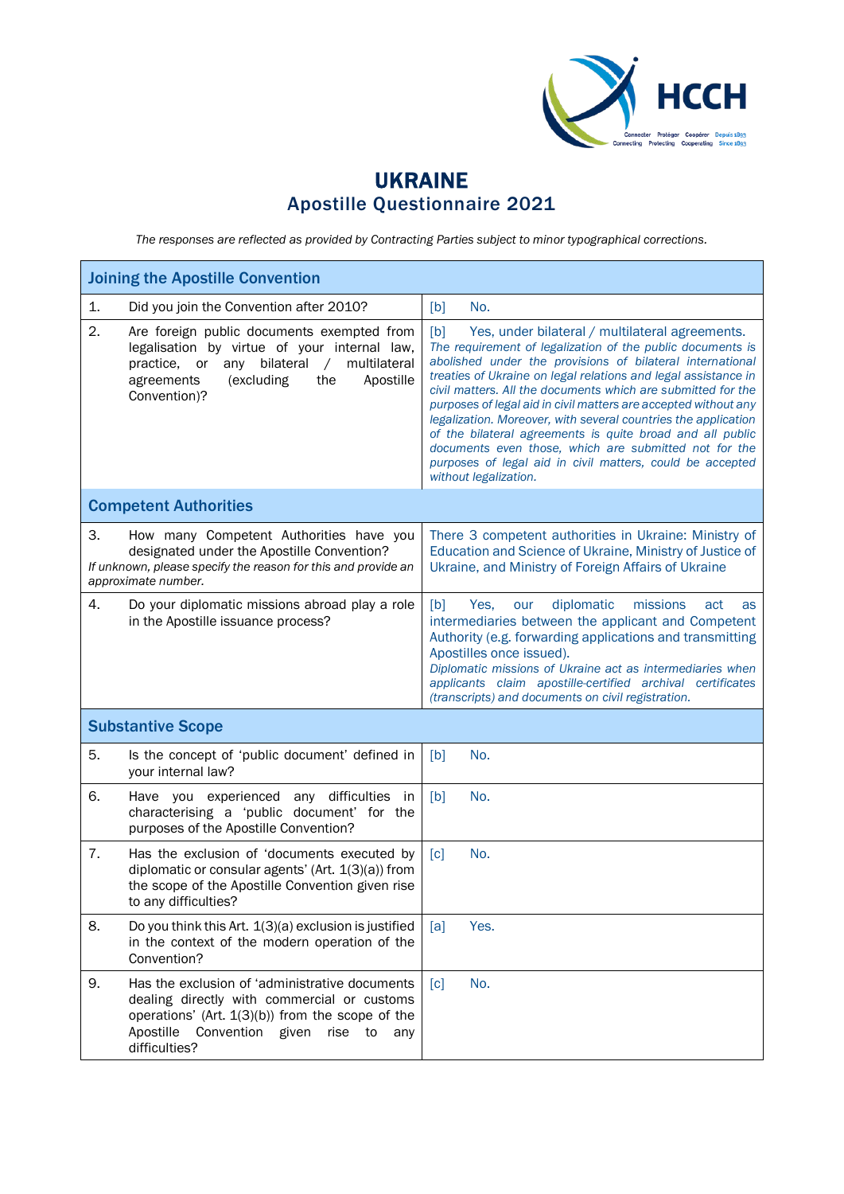# UKRAINE
## Apostille Questionnaire 2021

*The responses are reflected as provided by Contracting Parties subject to minor typographical corrections.*

| Joining the Apostille Convention | |
|---|---|
| 1. Did you join the Convention after 2010? | [b] No. |
| 2. Are foreign public documents exempted from legalisation by virtue of your internal law, practice, or any bilateral / multilateral agreements (excluding the Apostille Convention)? | [b] Yes, under bilateral / multilateral agreements. *The requirement of legalization of the public documents is abolished under the provisions of bilateral international treaties of Ukraine on legal relations and legal assistance in civil matters. All the documents which are submitted for the purposes of legal aid in civil matters are accepted without any legalization. Moreover, with several countries the application of the bilateral agreements is quite broad and all public documents even those, which are submitted not for the purposes of legal aid in civil matters, could be accepted without legalization.* |
| **Competent Authorities** | |
| 3. How many Competent Authorities have you designated under the Apostille Convention? *If unknown, please specify the reason for this and provide an approximate number.* | There 3 competent authorities in Ukraine: Ministry of Education and Science of Ukraine, Ministry of Justice of Ukraine, and Ministry of Foreign Affairs of Ukraine |
| 4. Do your diplomatic missions abroad play a role in the Apostille issuance process? | [b] Yes, our diplomatic missions act as intermediaries between the applicant and Competent Authority (e.g. forwarding applications and transmitting Apostilles once issued). *Diplomatic missions of Ukraine act as intermediaries when applicants claim apostille-certified archival certificates (transcripts) and documents on civil registration.* |
| **Substantive Scope** | |
| 5. Is the concept of 'public document' defined in your internal law? | [b] No. |
| 6. Have you experienced any difficulties in characterising a 'public document' for the purposes of the Apostille Convention? | [b] No. |
| 7. Has the exclusion of 'documents executed by diplomatic or consular agents' (Art. 1(3)(a)) from the scope of the Apostille Convention given rise to any difficulties? | [c] No. |
| 8. Do you think this Art. 1(3)(a) exclusion is justified in the context of the modern operation of the Convention? | [a] Yes. |
| 9. Has the exclusion of 'administrative documents dealing directly with commercial or customs operations' (Art. 1(3)(b)) from the scope of the Apostille Convention given rise to any difficulties? | [c] No. |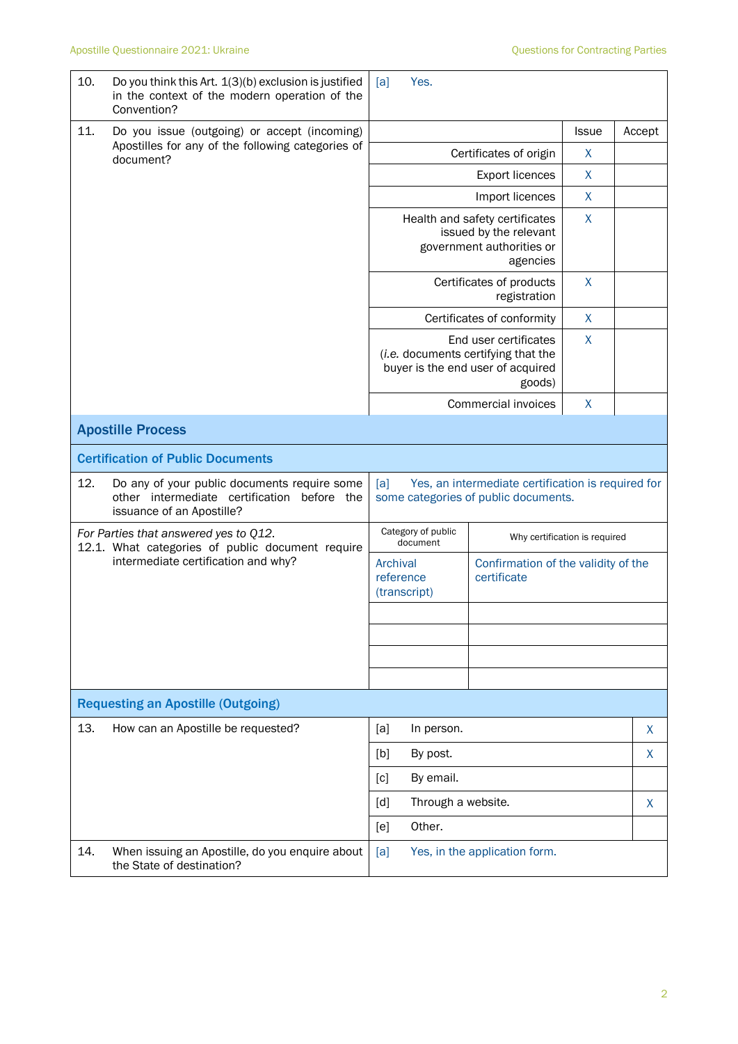| | | | |
|---|---|---|---|
| 10. Do you think this Art. 1(3)(b) exclusion is justified in the context of the modern operation of the Convention? | [a] Yes. | | |
| 11. Do you issue (outgoing) or accept (incoming) Apostilles for any of the following categories of document? | | Issue | Accept |
| | Certificates of origin | X | |
| | Export licences | X | |
| | Import licences | X | |
| | Health and safety certificates issued by the relevant government authorities or agencies | X | |
| | Certificates of products registration | X | |
| | Certificates of conformity | X | |
| | End user certificates (*i.e.* documents certifying that the buyer is the end user of acquired goods) | X | |
| | Commercial invoices | X | |

## Apostille Process

### Certification of Public Documents

| | | |
|---|---|---|
| 12. Do any of your public documents require some other intermediate certification before the issuance of an Apostille? | [a] Yes, an intermediate certification is required for some categories of public documents. | |
| *For Parties that answered yes to Q12.* 12.1. What categories of public document require intermediate certification and why? | Category of public document | Why certification is required |
| | Archival reference (transcript) | Confirmation of the validity of the certificate |
| | | |
| | | |
| | | |
| | | |

### Requesting an Apostille (Outgoing)

| | | |
|---|---|---|
| 13. How can an Apostille be requested? | [a] In person. | X |
| | [b] By post. | X |
| | [c] By email. | |
| | [d] Through a website. | X |
| | [e] Other. | |
| 14. When issuing an Apostille, do you enquire about the State of destination? | [a] Yes, in the application form. | |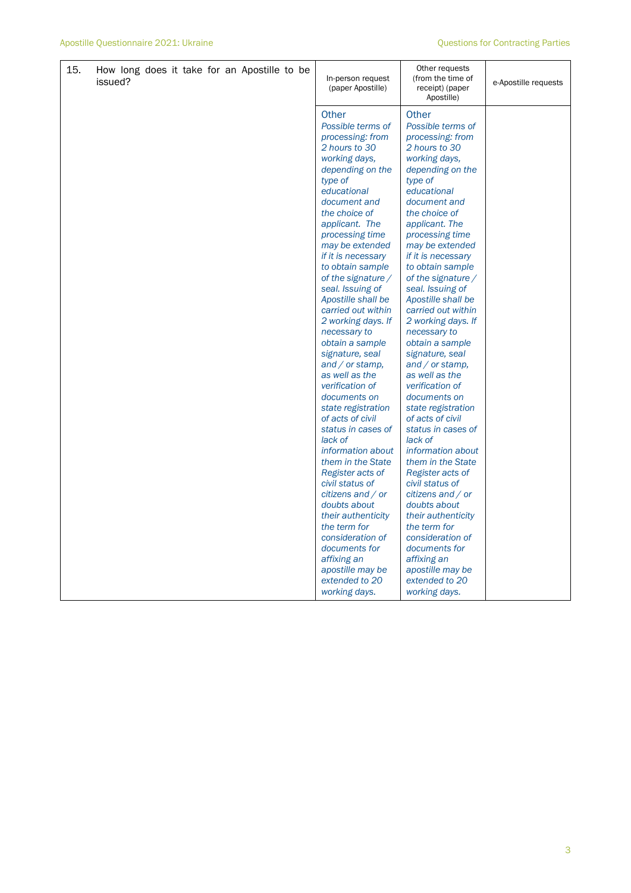| 15. | How long does it take for an Apostille to be issued? | In-person request (paper Apostille) | Other requests (from the time of receipt) (paper Apostille) | e-Apostille requests |
|---|---|---|---|---|
| | | Other *Possible terms of processing: from 2 hours to 30 working days, depending on the type of educational document and the choice of applicant. The processing time may be extended if it is necessary to obtain sample of the signature / seal. Issuing of Apostille shall be carried out within 2 working days. If necessary to obtain a sample signature, seal and / or stamp, as well as the verification of documents on state registration of acts of civil status in cases of lack of information about them in the State Register acts of civil status of citizens and / or doubts about their authenticity the term for consideration of documents for affixing an apostille may be extended to 20 working days.* | Other *Possible terms of processing: from 2 hours to 30 working days, depending on the type of educational document and the choice of applicant. The processing time may be extended if it is necessary to obtain sample of the signature / seal. Issuing of Apostille shall be carried out within 2 working days. If necessary to obtain a sample signature, seal and / or stamp, as well as the verification of documents on state registration of acts of civil status in cases of lack of information about them in the State Register acts of civil status of citizens and / or doubts about their authenticity the term for consideration of documents for affixing an apostille may be extended to 20 working days.* | |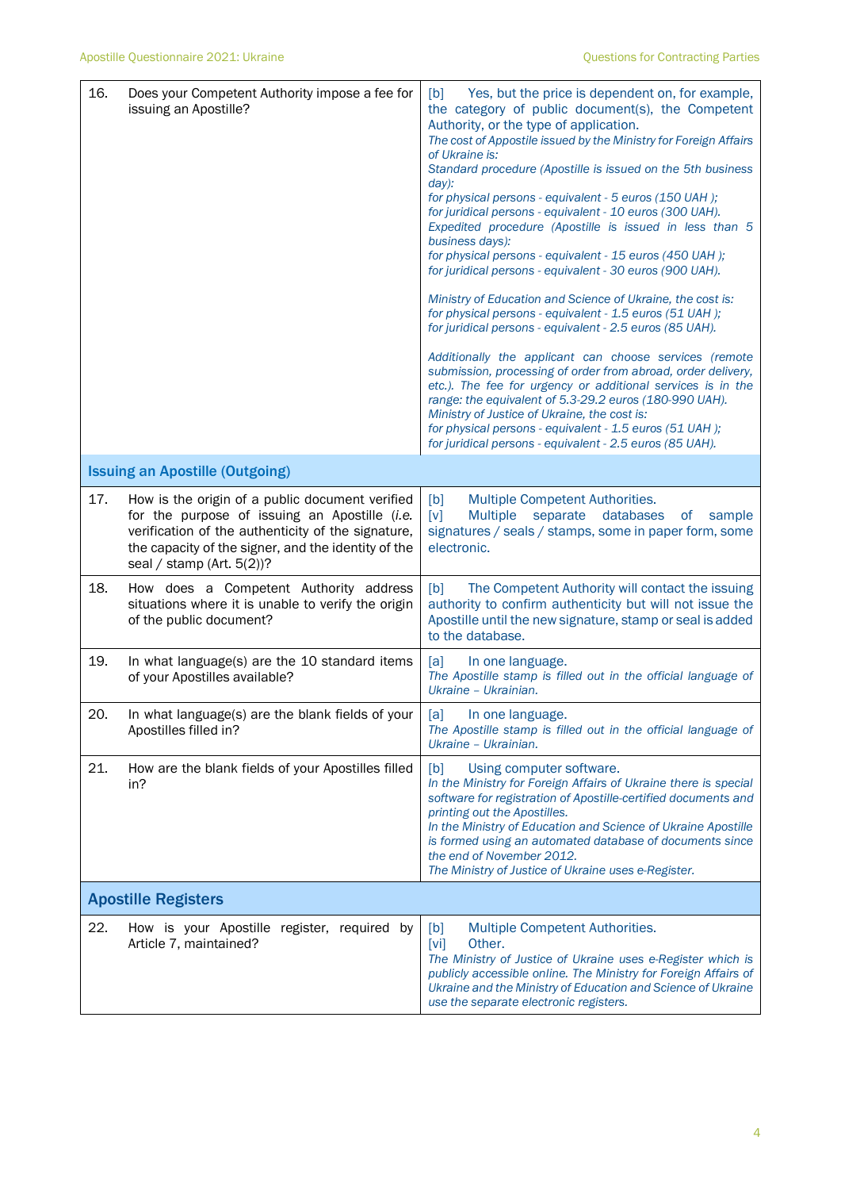| | | |
|---|---|---|
| 16. | Does your Competent Authority impose a fee for issuing an Apostille? | [b] Yes, but the price is dependent on, for example, the category of public document(s), the Competent Authority, or the type of application.<br>*The cost of Apostille issued by the Ministry for Foreign Affairs of Ukraine is:*<br>*Standard procedure (Apostille is issued on the 5th business day):*<br>*for physical persons - equivalent - 5 euros (150 UAH );*<br>*for juridical persons - equivalent - 10 euros (300 UAH).*<br>*Expedited procedure (Apostille is issued in less than 5 business days):*<br>*for physical persons - equivalent - 15 euros (450 UAH );*<br>*for juridical persons - equivalent - 30 euros (900 UAH).*<br><br>*Ministry of Education and Science of Ukraine, the cost is:*<br>*for physical persons - equivalent - 1.5 euros (51 UAH );*<br>*for juridical persons - equivalent - 2.5 euros (85 UAH).*<br><br>*Additionally the applicant can choose services (remote submission, processing of order from abroad, order delivery, etc.). The fee for urgency or additional services is in the range: the equivalent of 5.3-29.2 euros (180-990 UAH).*<br>*Ministry of Justice of Ukraine, the cost is:*<br>*for physical persons - equivalent - 1.5 euros (51 UAH );*<br>*for juridical persons - equivalent - 2.5 euros (85 UAH).* |
| **Issuing an Apostille (Outgoing)** | | |
| 17. | How is the origin of a public document verified for the purpose of issuing an Apostille (*i.e.* verification of the authenticity of the signature, the capacity of the signer, and the identity of the seal / stamp (Art. 5(2))? | [b] Multiple Competent Authorities.<br>[v] Multiple separate databases of sample signatures / seals / stamps, some in paper form, some electronic. |
| 18. | How does a Competent Authority address situations where it is unable to verify the origin of the public document? | [b] The Competent Authority will contact the issuing authority to confirm authenticity but will not issue the Apostille until the new signature, stamp or seal is added to the database. |
| 19. | In what language(s) are the 10 standard items of your Apostilles available? | [a] In one language.<br>*The Apostille stamp is filled out in the official language of Ukraine – Ukrainian.* |
| 20. | In what language(s) are the blank fields of your Apostilles filled in? | [a] In one language.<br>*The Apostille stamp is filled out in the official language of Ukraine – Ukrainian.* |
| 21. | How are the blank fields of your Apostilles filled in? | [b] Using computer software.<br>*In the Ministry for Foreign Affairs of Ukraine there is special software for registration of Apostille-certified documents and printing out the Apostilles.*<br>*In the Ministry of Education and Science of Ukraine Apostille is formed using an automated database of documents since the end of November 2012.*<br>*The Ministry of Justice of Ukraine uses e-Register.* |
| **Apostille Registers** | | |
| 22. | How is your Apostille register, required by Article 7, maintained? | [b] Multiple Competent Authorities.<br>[vi] Other.<br>*The Ministry of Justice of Ukraine uses e-Register which is publicly accessible online. The Ministry for Foreign Affairs of Ukraine and the Ministry of Education and Science of Ukraine use the separate electronic registers.* |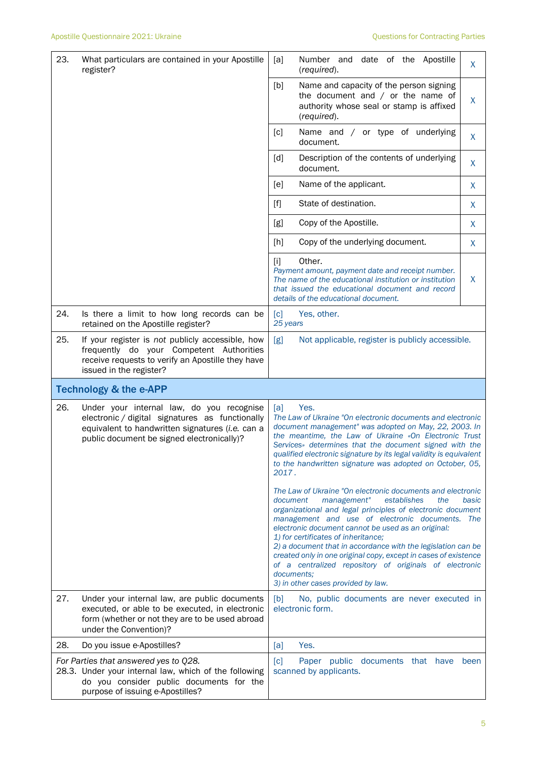| | | | |
|---|---|---|---|
| 23. | What particulars are contained in your Apostille register? | [a] Number and date of the Apostille (*required*). | X |
| | | [b] Name and capacity of the person signing the document and / or the name of authority whose seal or stamp is affixed (*required*). | X |
| | | [c] Name and / or type of underlying document. | X |
| | | [d] Description of the contents of underlying document. | X |
| | | [e] Name of the applicant. | X |
| | | [f] State of destination. | X |
| | | [g] Copy of the Apostille. | X |
| | | [h] Copy of the underlying document. | X |
| | | [i] Other. *Payment amount, payment date and receipt number. The name of the educational institution or institution that issued the educational document and record details of the educational document.* | X |
| 24. | Is there a limit to how long records can be retained on the Apostille register? | [c] Yes, other. *25 years* | |
| 25. | If your register is *not* publicly accessible, how frequently do your Competent Authorities receive requests to verify an Apostille they have issued in the register? | [g] Not applicable, register is publicly accessible. | |

## Technology & the e-APP

| | | |
|---|---|---|
| 26. | Under your internal law, do you recognise electronic / digital signatures as functionally equivalent to handwritten signatures (*i.e.* can a public document be signed electronically)? | [a] Yes. *The Law of Ukraine "On electronic documents and electronic document management" was adopted on May, 22, 2003. In the meantime, the Law of Ukraine «On Electronic Trust Services» determines that the document signed with the qualified electronic signature by its legal validity is equivalent to the handwritten signature was adopted on October, 05, 2017 .*<br><br>*The Law of Ukraine "On electronic documents and electronic document management" establishes the basic organizational and legal principles of electronic document management and use of electronic documents. The electronic document cannot be used as an original:*<br>*1) for certificates of inheritance;*<br>*2) a document that in accordance with the legislation can be created only in one original copy, except in cases of existence of a centralized repository of originals of electronic documents;*<br>*3) in other cases provided by law.* |
| 27. | Under your internal law, are public documents executed, or able to be executed, in electronic form (whether or not they are to be used abroad under the Convention)? | [b] No, public documents are never executed in electronic form. |
| 28. | Do you issue e-Apostilles? | [a] Yes. |
| | *For Parties that answered yes to Q28.*<br>28.3. Under your internal law, which of the following do you consider public documents for the purpose of issuing e-Apostilles? | [c] Paper public documents that have been scanned by applicants. |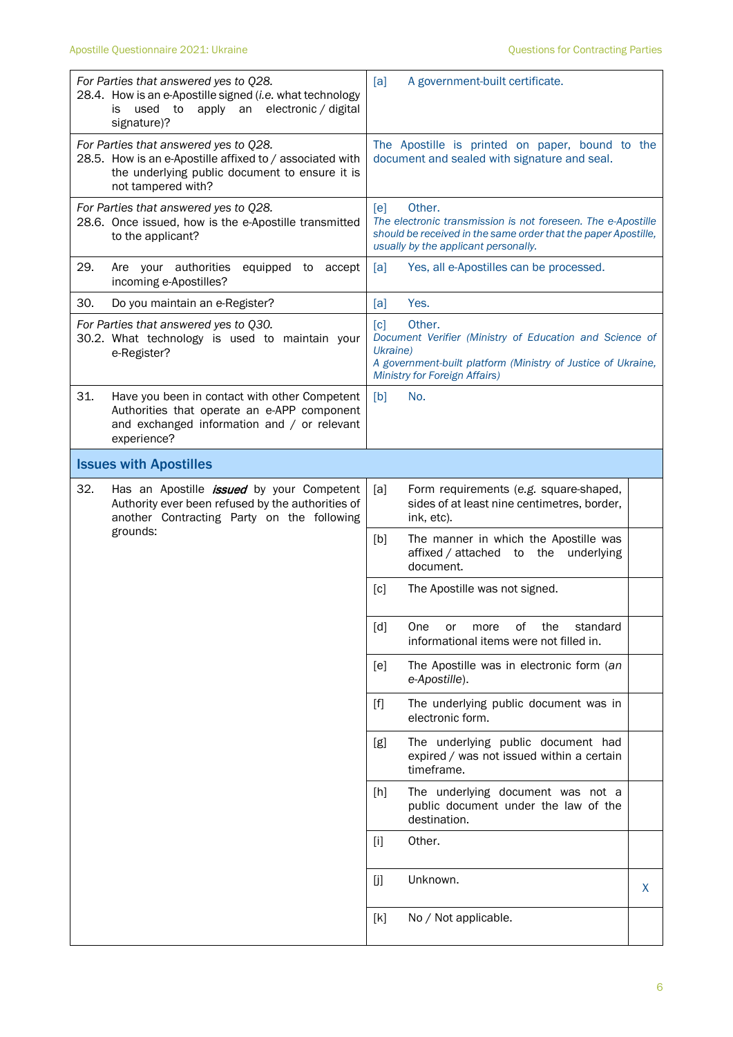| Question | Answer | |
|---|---|---|
| *For Parties that answered yes to Q28.* 28.4. How is an e-Apostille signed (*i.e.* what technology is used to apply an electronic / digital signature)? | [a] A government-built certificate. | |
| *For Parties that answered yes to Q28.* 28.5. How is an e-Apostille affixed to / associated with the underlying public document to ensure it is not tampered with? | The Apostille is printed on paper, bound to the document and sealed with signature and seal. | |
| *For Parties that answered yes to Q28.* 28.6. Once issued, how is the e-Apostille transmitted to the applicant? | [e] Other. *The electronic transmission is not foreseen. The e-Apostille should be received in the same order that the paper Apostille, usually by the applicant personally.* | |
| 29. Are your authorities equipped to accept incoming e-Apostilles? | [a] Yes, all e-Apostilles can be processed. | |
| 30. Do you maintain an e-Register? | [a] Yes. | |
| *For Parties that answered yes to Q30.* 30.2. What technology is used to maintain your e-Register? | [c] Other. *Document Verifier (Ministry of Education and Science of Ukraine)* *A government-built platform (Ministry of Justice of Ukraine, Ministry for Foreign Affairs)* | |
| 31. Have you been in contact with other Competent Authorities that operate an e-APP component and exchanged information and / or relevant experience? | [b] No. | |
| **Issues with Apostilles** | | |
| 32. Has an Apostille ***issued*** by your Competent Authority ever been refused by the authorities of another Contracting Party on the following grounds: | [a] Form requirements (e.g. square-shaped, sides of at least nine centimetres, border, ink, etc). | |
| | [b] The manner in which the Apostille was affixed / attached to the underlying document. | |
| | [c] The Apostille was not signed. | |
| | [d] One or more of the standard informational items were not filled in. | |
| | [e] The Apostille was in electronic form (*an e-Apostille*). | |
| | [f] The underlying public document was in electronic form. | |
| | [g] The underlying public document had expired / was not issued within a certain timeframe. | |
| | [h] The underlying document was not a public document under the law of the destination. | |
| | [i] Other. | |
| | [j] Unknown. | X |
| | [k] No / Not applicable. | |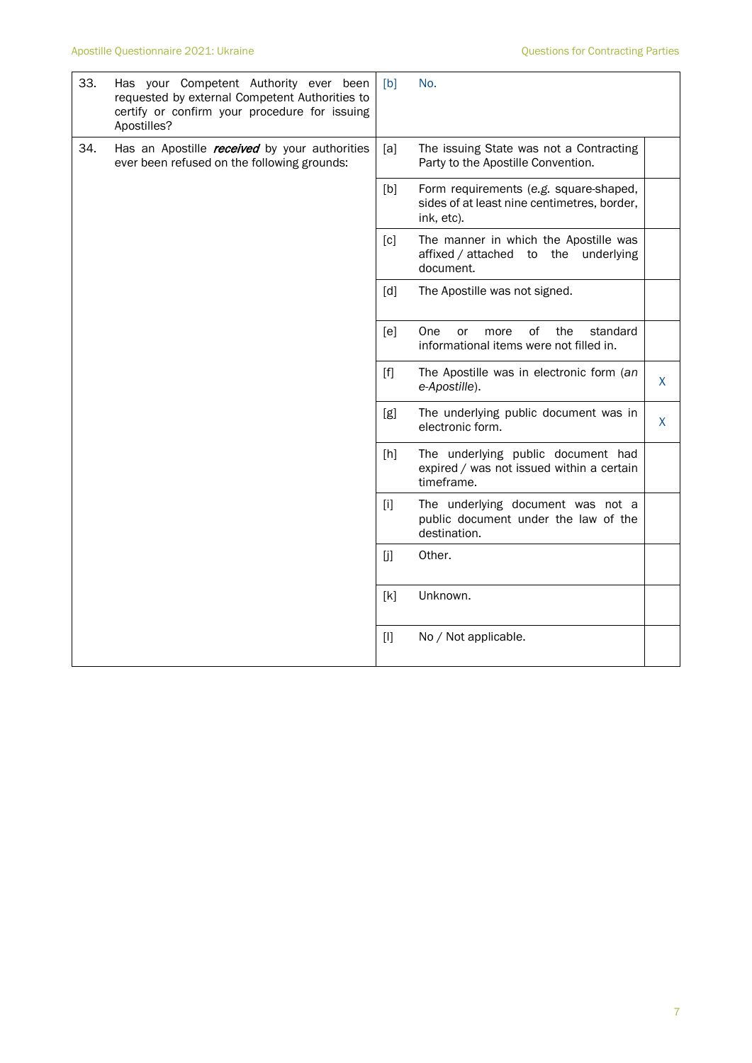| | | | | |
|---|---|---|---|---|
| 33. | Has your Competent Authority ever been requested by external Competent Authorities to certify or confirm your procedure for issuing Apostilles? | [b] | No. | |
| 34. | Has an Apostille ***received*** by your authorities ever been refused on the following grounds: | [a] | The issuing State was not a Contracting Party to the Apostille Convention. | |
| | | [b] | Form requirements (*e.g.* square-shaped, sides of at least nine centimetres, border, ink, etc). | |
| | | [c] | The manner in which the Apostille was affixed / attached to the underlying document. | |
| | | [d] | The Apostille was not signed. | |
| | | [e] | One or more of the standard informational items were not filled in. | |
| | | [f] | The Apostille was in electronic form (*an e-Apostille*). | X |
| | | [g] | The underlying public document was in electronic form. | X |
| | | [h] | The underlying public document had expired / was not issued within a certain timeframe. | |
| | | [i] | The underlying document was not a public document under the law of the destination. | |
| | | [j] | Other. | |
| | | [k] | Unknown. | |
| | | [l] | No / Not applicable. | |